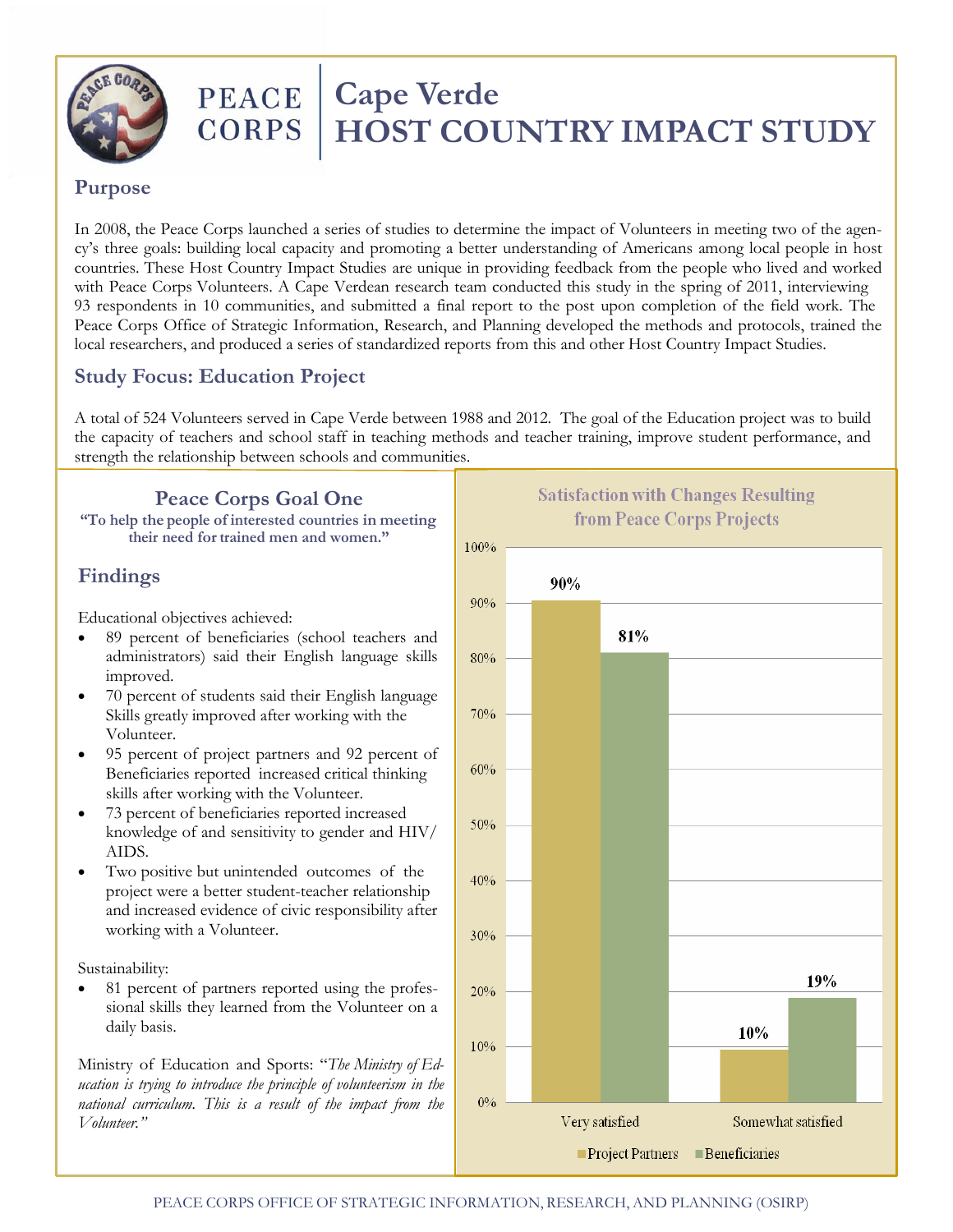# PEACE CORPS | Cape Verde HOST COUNTRY IMPACT STUDY

## Purpose

In 2008, the Peace Corps launched a series of studies to determine the impact of Volunteers in meeting two of the agency's three goals: building local capacity and promoting a better understanding of Americans among local people in host countries. These Host Country Impact Studies are unique in providing feedback from the people who lived and worked with Peace Corps Volunteers. A Cape Verdean research team conducted this study in the spring of 2011, interviewing 93 respondents in 10 communities, and submitted a final report to the post upon completion of the field work. The Peace Corps Office of Strategic Information, Research, and Planning developed the methods and protocols, trained the local researchers, and produced a series of standardized reports from this and other Host Country Impact Studies.

## Study Focus: Education Project

A total of 524 Volunteers served in Cape Verde between 1988 and 2012. The goal of the Education project was to build the capacity of teachers and school staff in teaching methods and teacher training, improve student performance, and strength the relationship between schools and communities.

### Peace Corps Goal One

**"To help the people of interested countries in meeting their need for trained men and women."**

## Findings

Educational objectives achieved:

- 89 percent of beneficiaries (school teachers and administrators) said their English language skills improved.
- 70 percent of students said their English language Skills greatly improved after working with the Volunteer.
- 95 percent of project partners and 92 percent of Beneficiaries reported increased critical thinking skills after working with the Volunteer.
- 73 percent of beneficiaries reported increased knowledge of and sensitivity to gender and HIV/AIDS.
- Two positive but unintended outcomes of the project were a better student-teacher relationship and increased evidence of civic responsibility after working with a Volunteer.

Sustainability:

- 81 percent of partners reported using the professional skills they learned from the Volunteer on a daily basis.

Ministry of Education and Sports: "*The Ministry of Education is trying to introduce the principle of volunteerism in the national curriculum. This is a result of the impact from the Volunteer.*"

**Satisfaction with Changes Resulting from Peace Corps Projects**

| | Project Partners | Beneficiaries |
|---|---|---|
| Very satisfied | 90% | 81% |
| Somewhat satisfied | 10% | 19% |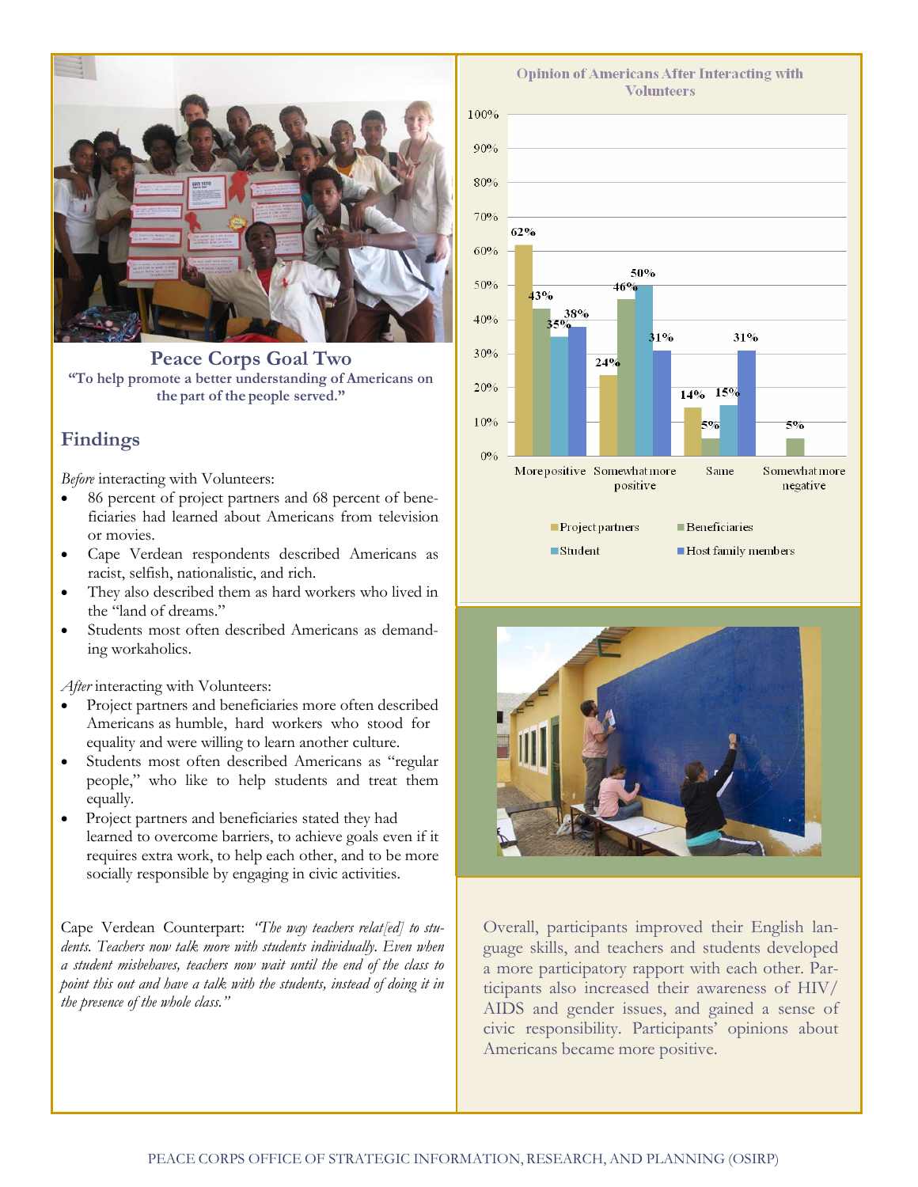**Peace Corps Goal Two**

**"To help promote a better understanding of Americans on the part of the people served."**

## Findings

*Before* interacting with Volunteers:

- 86 percent of project partners and 68 percent of beneficiaries had learned about Americans from television or movies.
- Cape Verdean respondents described Americans as racist, selfish, nationalistic, and rich.
- They also described them as hard workers who lived in the "land of dreams."
- Students most often described Americans as demanding workaholics.

*After* interacting with Volunteers:

- Project partners and beneficiaries more often described Americans as humble, hard workers who stood for equality and were willing to learn another culture.
- Students most often described Americans as "regular people," who like to help students and treat them equally.
- Project partners and beneficiaries stated they had learned to overcome barriers, to achieve goals even if it requires extra work, to help each other, and to be more socially responsible by engaging in civic activities.

Cape Verdean Counterpart: *"The way teachers relat[ed] to students. Teachers now talk more with students individually. Even when a student misbehaves, teachers now wait until the end of the class to point this out and have a talk with the students, instead of doing it in the presence of the whole class."*

Opinion of Americans After Interacting with Volunteers

100%
90%
80%
70%
60%
50%
40%
30%
20%
10%
0%

More positive: 62%, 43%, 35%, 38%
Somewhat more positive: 24%, 46%, 50%, 31%
Same: 14%, 5%, 15%, 31%
Somewhat more negative: 5%

Project partners
Beneficiaries
Student
Host family members

Overall, participants improved their English language skills, and teachers and students developed a more participatory rapport with each other. Participants also increased their awareness of HIV/AIDS and gender issues, and gained a sense of civic responsibility. Participants' opinions about Americans became more positive.